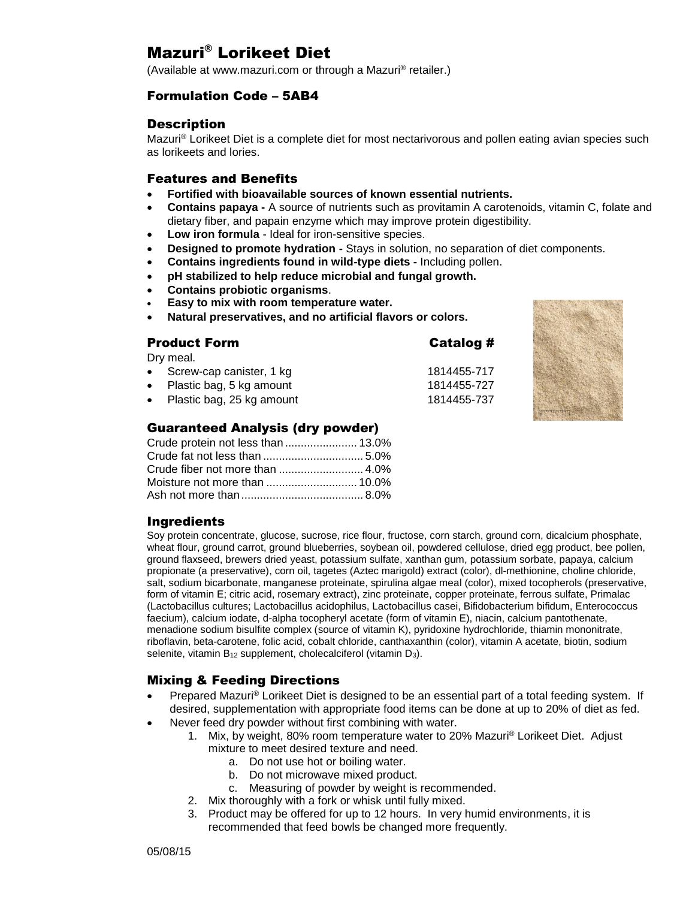# Mazuri® Lorikeet Diet

(Available at www.mazuri.com or through a Mazuri® retailer.)

### Formulation Code – 5AB4

## Description

Mazuri® Lorikeet Diet is a complete diet for most nectarivorous and pollen eating avian species such as lorikeets and lories.

## Features and Benefits

- **Fortified with bioavailable sources of known essential nutrients.**
- **Contains papaya -** A source of nutrients such as provitamin A carotenoids, vitamin C, folate and dietary fiber, and papain enzyme which may improve protein digestibility.
- **Low iron formula** - Ideal for iron-sensitive species.
- **Designed to promote hydration -** Stays in solution, no separation of diet components.
- **Contains ingredients found in wild-type diets -** Including pollen.
- **pH stabilized to help reduce microbial and fungal growth.**
- **Contains probiotic organisms**.
- **Easy to mix with room temperature water.**
- **Natural preservatives, and no artificial flavors or colors.**

## Product Form

Dry meal.

| Product Form | Catalog # |
| --- | --- |
| Screw-cap canister, 1 kg | 1814455-717 |
| Plastic bag, 5 kg amount | 1814455-727 |
| Plastic bag, 25 kg amount | 1814455-737 |

## Guaranteed Analysis (dry powder)

| | |
| --- | --- |
| Crude protein not less than | 13.0% |
| Crude fat not less than | 5.0% |
| Crude fiber not more than | 4.0% |
| Moisture not more than | 10.0% |
| Ash not more than | 8.0% |

## Ingredients

Soy protein concentrate, glucose, sucrose, rice flour, fructose, corn starch, ground corn, dicalcium phosphate, wheat flour, ground carrot, ground blueberries, soybean oil, powdered cellulose, dried egg product, bee pollen, ground flaxseed, brewers dried yeast, potassium sulfate, xanthan gum, potassium sorbate, papaya, calcium propionate (a preservative), corn oil, tagetes (Aztec marigold) extract (color), dl-methionine, choline chloride, salt, sodium bicarbonate, manganese proteinate, spirulina algae meal (color), mixed tocopherols (preservative, form of vitamin E; citric acid, rosemary extract), zinc proteinate, copper proteinate, ferrous sulfate, Primalac (Lactobacillus cultures; Lactobacillus acidophilus, Lactobacillus casei, Bifidobacterium bifidum, Enterococcus faecium), calcium iodate, d-alpha tocopheryl acetate (form of vitamin E), niacin, calcium pantothenate, menadione sodium bisulfite complex (source of vitamin K), pyridoxine hydrochloride, thiamin mononitrate, riboflavin, beta-carotene, folic acid, cobalt chloride, canthaxanthin (color), vitamin A acetate, biotin, sodium selenite, vitamin $B_{12}$ supplement, cholecalciferol (vitamin $D_3$).

## Mixing & Feeding Directions

- Prepared Mazuri® Lorikeet Diet is designed to be an essential part of a total feeding system. If desired, supplementation with appropriate food items can be done at up to 20% of diet as fed.
- Never feed dry powder without first combining with water.
  1. Mix, by weight, 80% room temperature water to 20% Mazuri® Lorikeet Diet. Adjust mixture to meet desired texture and need.
     a. Do not use hot or boiling water.
     b. Do not microwave mixed product.
     c. Measuring of powder by weight is recommended.
  2. Mix thoroughly with a fork or whisk until fully mixed.
  3. Product may be offered for up to 12 hours. In very humid environments, it is recommended that feed bowls be changed more frequently.

05/08/15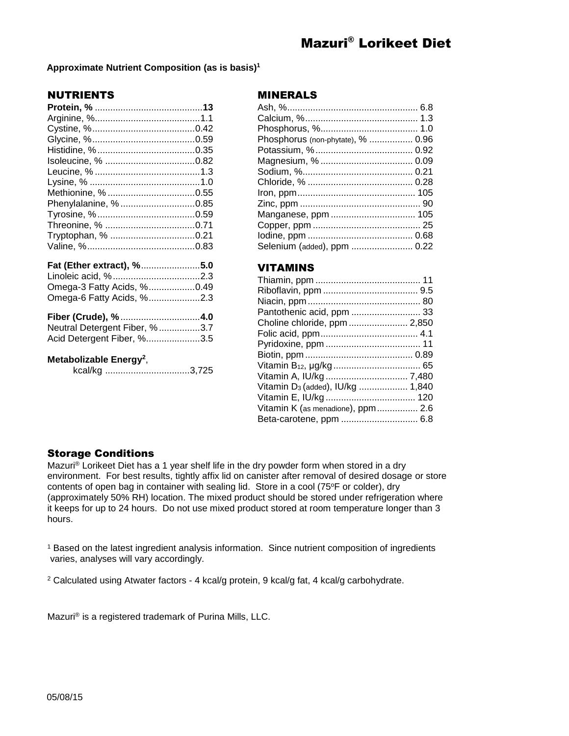# Mazuri® Lorikeet Diet

**Approximate Nutrient Composition (as is basis)[1]**

## NUTRIENTS

| | |
|---|---|
| **Protein, %** | **13** |
| Arginine, % | 1.1 |
| Cystine, % | 0.42 |
| Glycine, % | 0.59 |
| Histidine, % | 0.35 |
| Isoleucine, % | 0.82 |
| Leucine, % | 1.3 |
| Lysine, % | 1.0 |
| Methionine, % | 0.55 |
| Phenylalanine, % | 0.85 |
| Tyrosine, % | 0.59 |
| Threonine, % | 0.71 |
| Tryptophan, % | 0.21 |
| Valine, % | 0.83 |
| **Fat (Ether extract), %** | **5.0** |
| Linoleic acid, % | 2.3 |
| Omega-3 Fatty Acids, % | 0.49 |
| Omega-6 Fatty Acids, % | 2.3 |
| **Fiber (Crude), %** | **4.0** |
| Neutral Detergent Fiber, % | 3.7 |
| Acid Detergent Fiber, % | 3.5 |
| **Metabolizable Energy[2]**, kcal/kg | 3,725 |

## MINERALS

| | |
|---|---|
| Ash, % | 6.8 |
| Calcium, % | 1.3 |
| Phosphorus, % | 1.0 |
| Phosphorus (non-phytate), % | 0.96 |
| Potassium, % | 0.92 |
| Magnesium, % | 0.09 |
| Sodium, % | 0.21 |
| Chloride, % | 0.28 |
| Iron, ppm | 105 |
| Zinc, ppm | 90 |
| Manganese, ppm | 105 |
| Copper, ppm | 25 |
| Iodine, ppm | 0.68 |
| Selenium (added), ppm | 0.22 |

## VITAMINS

| | |
|---|---|
| Thiamin, ppm | 11 |
| Riboflavin, ppm | 9.5 |
| Niacin, ppm | 80 |
| Pantothenic acid, ppm | 33 |
| Choline chloride, ppm | 2,850 |
| Folic acid, ppm | 4.1 |
| Pyridoxine, ppm | 11 |
| Biotin, ppm | 0.89 |
| Vitamin $B_{12}$, µg/kg | 65 |
| Vitamin A, IU/kg | 7,480 |
| Vitamin $D_3$ (added), IU/kg | 1,840 |
| Vitamin E, IU/kg | 120 |
| Vitamin K (as menadione), ppm | 2.6 |
| Beta-carotene, ppm | 6.8 |

## Storage Conditions

Mazuri® Lorikeet Diet has a 1 year shelf life in the dry powder form when stored in a dry environment. For best results, tightly affix lid on canister after removal of desired dosage or store contents of open bag in container with sealing lid. Store in a cool (75°F or colder), dry (approximately 50% RH) location. The mixed product should be stored under refrigeration where it keeps for up to 24 hours. Do not use mixed product stored at room temperature longer than 3 hours.

[1] Based on the latest ingredient analysis information. Since nutrient composition of ingredients varies, analyses will vary accordingly.

[2] Calculated using Atwater factors - 4 kcal/g protein, 9 kcal/g fat, 4 kcal/g carbohydrate.

Mazuri® is a registered trademark of Purina Mills, LLC.

05/08/15